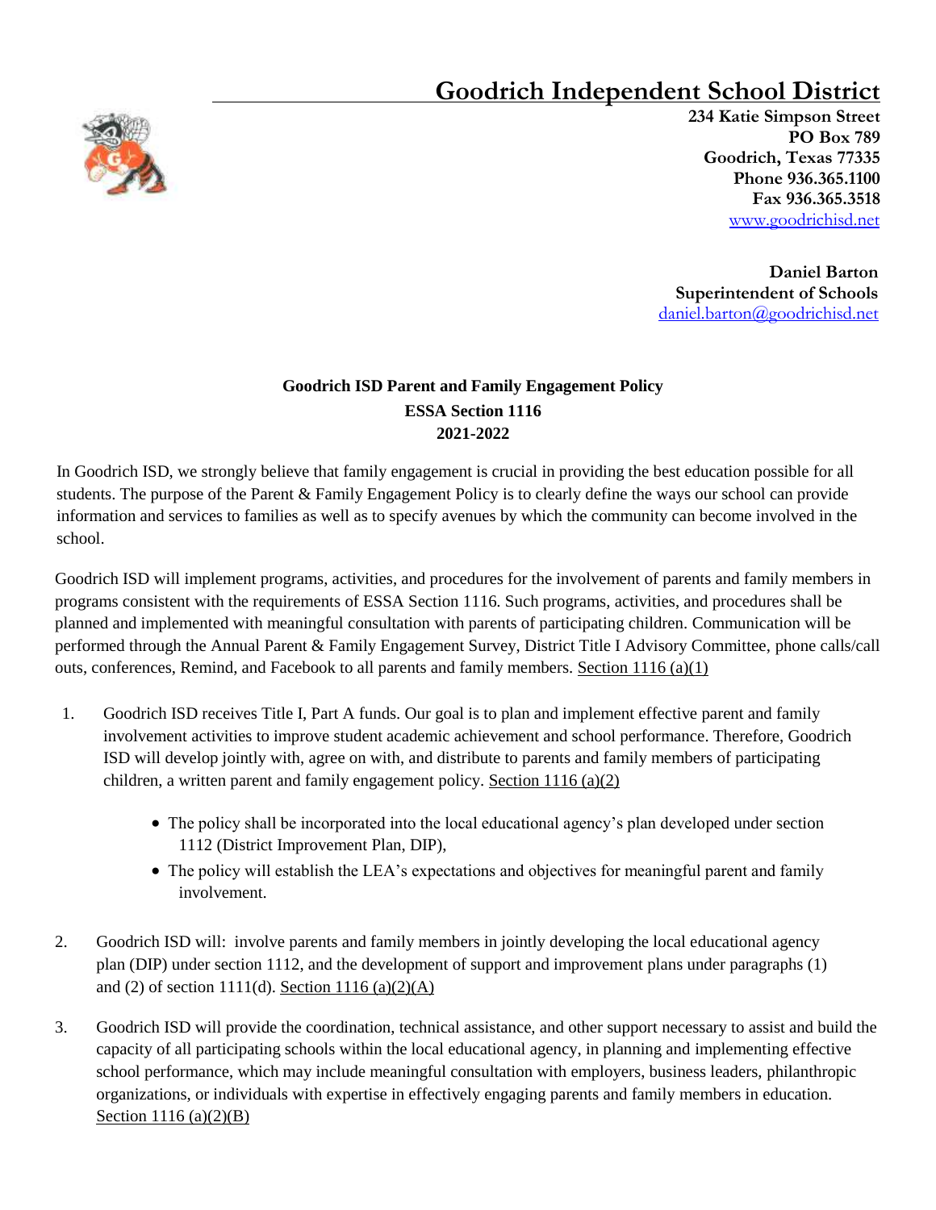# Goodrich Independent School District

**234 Katie Simpson Street**
**PO Box 789**
**Goodrich, Texas 77335**
**Phone 936.365.1100**
**Fax 936.365.3518**
www.goodrichisd.net

**Daniel Barton**
**Superintendent of Schools**
daniel.barton@goodrichisd.net

**Goodrich ISD Parent and Family Engagement Policy**
**ESSA Section 1116**
**2021-2022**

In Goodrich ISD, we strongly believe that family engagement is crucial in providing the best education possible for all students. The purpose of the Parent & Family Engagement Policy is to clearly define the ways our school can provide information and services to families as well as to specify avenues by which the community can become involved in the school.

Goodrich ISD will implement programs, activities, and procedures for the involvement of parents and family members in programs consistent with the requirements of ESSA Section 1116. Such programs, activities, and procedures shall be planned and implemented with meaningful consultation with parents of participating children. Communication will be performed through the Annual Parent & Family Engagement Survey, District Title I Advisory Committee, phone calls/call outs, conferences, Remind, and Facebook to all parents and family members. Section 1116 (a)(1)

1. Goodrich ISD receives Title I, Part A funds. Our goal is to plan and implement effective parent and family involvement activities to improve student academic achievement and school performance. Therefore, Goodrich ISD will develop jointly with, agree on with, and distribute to parents and family members of participating children, a written parent and family engagement policy. Section 1116 (a)(2)
   - The policy shall be incorporated into the local educational agency's plan developed under section 1112 (District Improvement Plan, DIP),
   - The policy will establish the LEA's expectations and objectives for meaningful parent and family involvement.

2. Goodrich ISD will: involve parents and family members in jointly developing the local educational agency plan (DIP) under section 1112, and the development of support and improvement plans under paragraphs (1) and (2) of section 1111(d). Section 1116 (a)(2)(A)

3. Goodrich ISD will provide the coordination, technical assistance, and other support necessary to assist and build the capacity of all participating schools within the local educational agency, in planning and implementing effective school performance, which may include meaningful consultation with employers, business leaders, philanthropic organizations, or individuals with expertise in effectively engaging parents and family members in education. Section 1116 (a)(2)(B)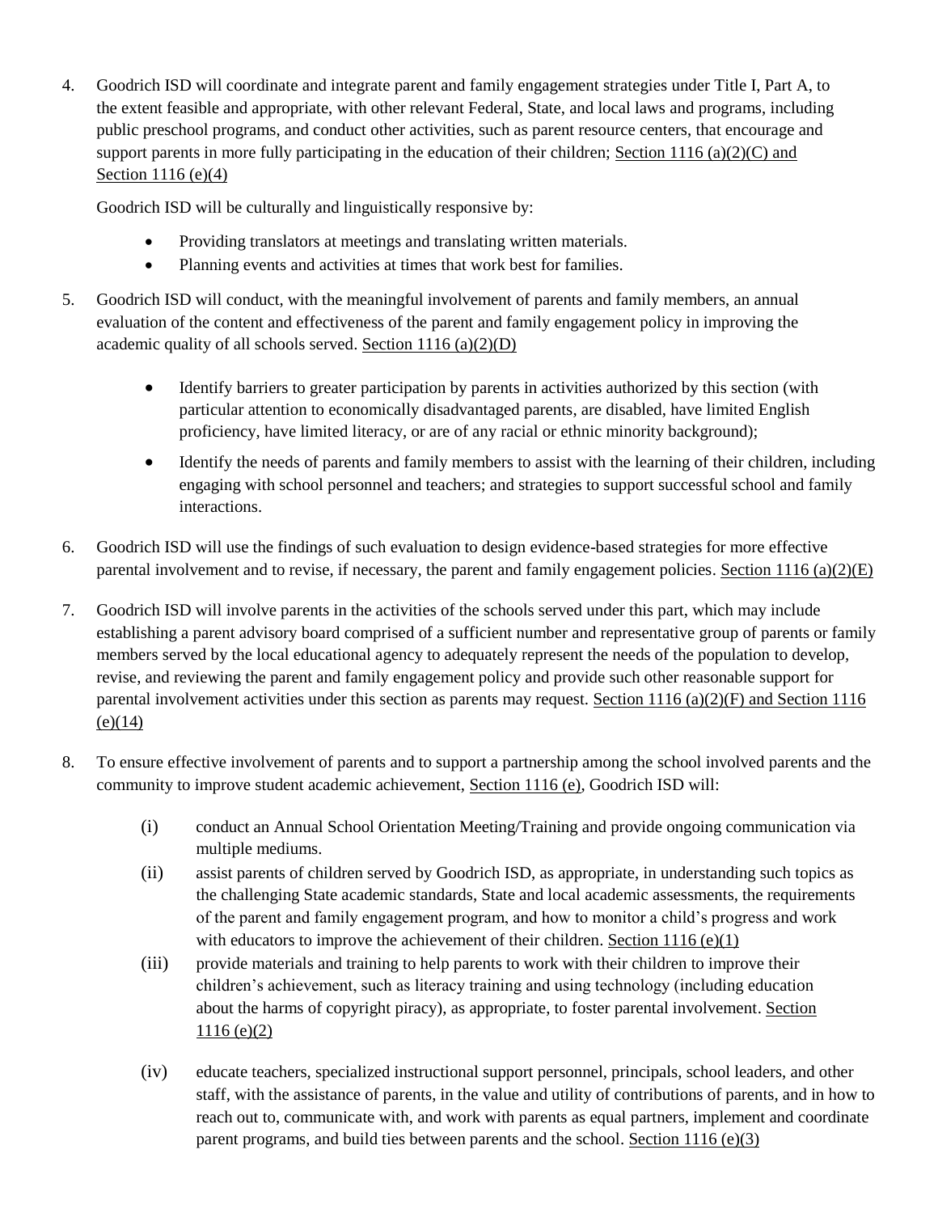4. Goodrich ISD will coordinate and integrate parent and family engagement strategies under Title I, Part A, to the extent feasible and appropriate, with other relevant Federal, State, and local laws and programs, including public preschool programs, and conduct other activities, such as parent resource centers, that encourage and support parents in more fully participating in the education of their children; Section 1116 (a)(2)(C) and Section 1116 (e)(4)

   Goodrich ISD will be culturally and linguistically responsive by:

   - Providing translators at meetings and translating written materials.
   - Planning events and activities at times that work best for families.

5. Goodrich ISD will conduct, with the meaningful involvement of parents and family members, an annual evaluation of the content and effectiveness of the parent and family engagement policy in improving the academic quality of all schools served. Section 1116 (a)(2)(D)

   - Identify barriers to greater participation by parents in activities authorized by this section (with particular attention to economically disadvantaged parents, are disabled, have limited English proficiency, have limited literacy, or are of any racial or ethnic minority background);
   - Identify the needs of parents and family members to assist with the learning of their children, including engaging with school personnel and teachers; and strategies to support successful school and family interactions.

6. Goodrich ISD will use the findings of such evaluation to design evidence-based strategies for more effective parental involvement and to revise, if necessary, the parent and family engagement policies. Section 1116 (a)(2)(E)

7. Goodrich ISD will involve parents in the activities of the schools served under this part, which may include establishing a parent advisory board comprised of a sufficient number and representative group of parents or family members served by the local educational agency to adequately represent the needs of the population to develop, revise, and reviewing the parent and family engagement policy and provide such other reasonable support for parental involvement activities under this section as parents may request. Section 1116 (a)(2)(F) and Section 1116 (e)(14)

8. To ensure effective involvement of parents and to support a partnership among the school involved parents and the community to improve student academic achievement, Section 1116 (e), Goodrich ISD will:

   (i) conduct an Annual School Orientation Meeting/Training and provide ongoing communication via multiple mediums.

   (ii) assist parents of children served by Goodrich ISD, as appropriate, in understanding such topics as the challenging State academic standards, State and local academic assessments, the requirements of the parent and family engagement program, and how to monitor a child's progress and work with educators to improve the achievement of their children. Section 1116 (e)(1)

   (iii) provide materials and training to help parents to work with their children to improve their children's achievement, such as literacy training and using technology (including education about the harms of copyright piracy), as appropriate, to foster parental involvement. Section 1116 (e)(2)

   (iv) educate teachers, specialized instructional support personnel, principals, school leaders, and other staff, with the assistance of parents, in the value and utility of contributions of parents, and in how to reach out to, communicate with, and work with parents as equal partners, implement and coordinate parent programs, and build ties between parents and the school. Section 1116 (e)(3)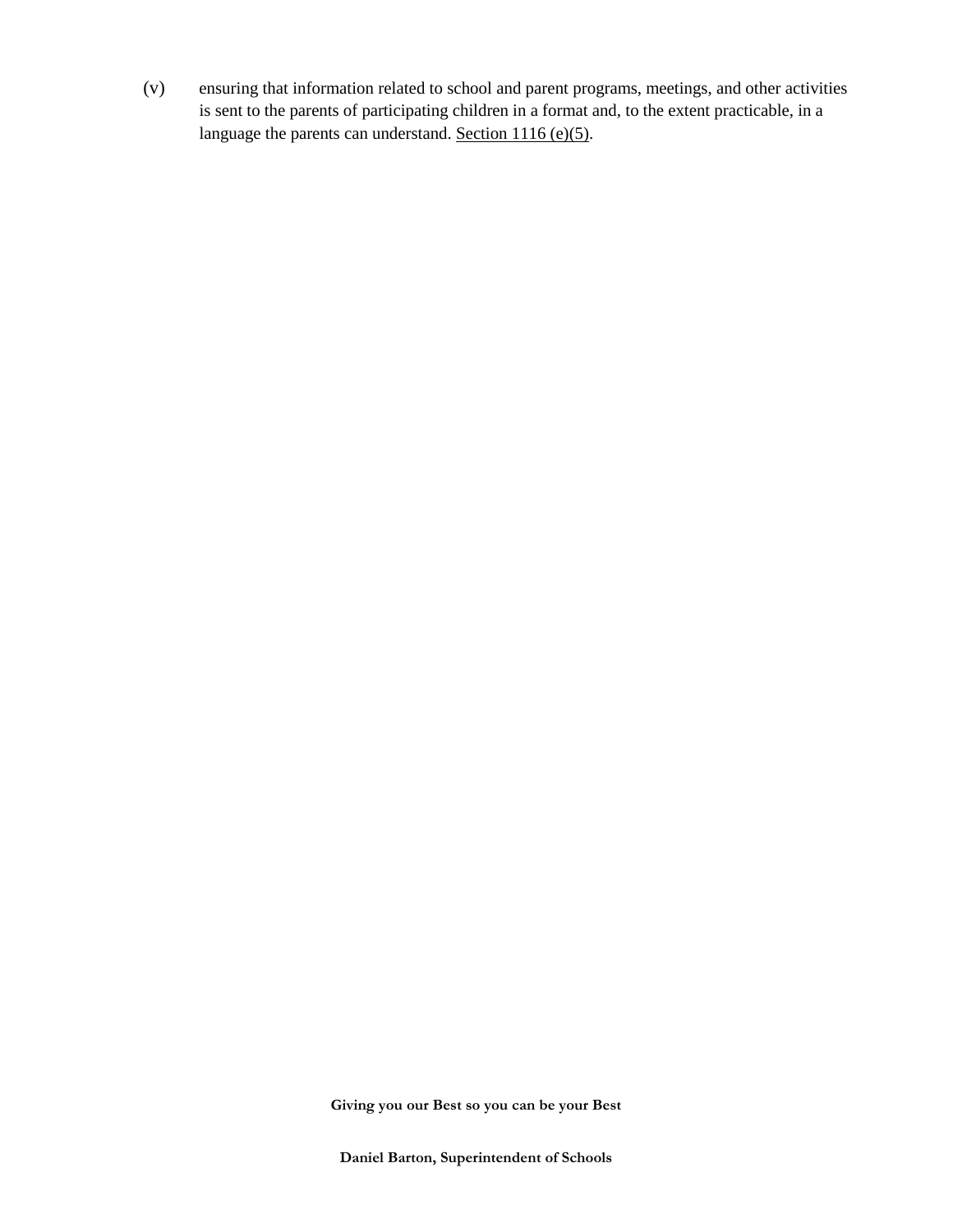(v) ensuring that information related to school and parent programs, meetings, and other activities is sent to the parents of participating children in a format and, to the extent practicable, in a language the parents can understand. Section 1116 (e)(5).